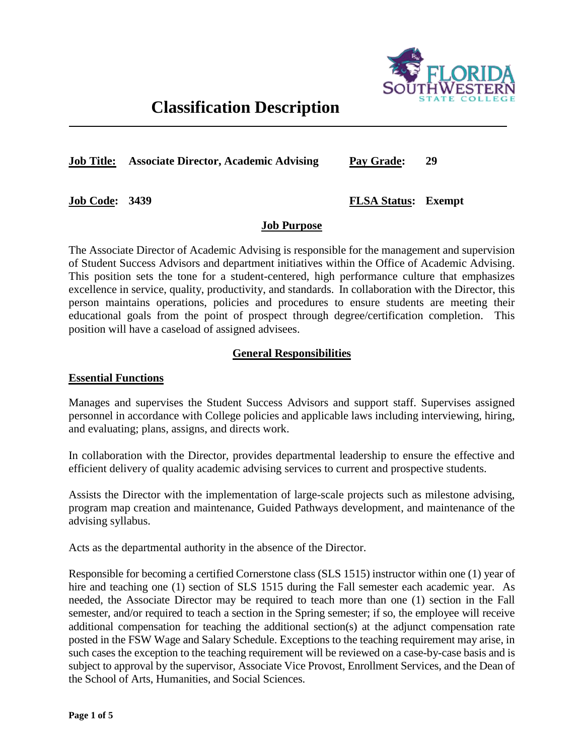# Classification Description

**Job Title:** **Associate Director, Academic Advising** **Pay Grade:** **29**

**Job Code:** **3439** **FLSA Status:** **Exempt**

## Job Purpose

The Associate Director of Academic Advising is responsible for the management and supervision of Student Success Advisors and department initiatives within the Office of Academic Advising. This position sets the tone for a student-centered, high performance culture that emphasizes excellence in service, quality, productivity, and standards. In collaboration with the Director, this person maintains operations, policies and procedures to ensure students are meeting their educational goals from the point of prospect through degree/certification completion. This position will have a caseload of assigned advisees.

## General Responsibilities

### Essential Functions

Manages and supervises the Student Success Advisors and support staff. Supervises assigned personnel in accordance with College policies and applicable laws including interviewing, hiring, and evaluating; plans, assigns, and directs work.

In collaboration with the Director, provides departmental leadership to ensure the effective and efficient delivery of quality academic advising services to current and prospective students.

Assists the Director with the implementation of large-scale projects such as milestone advising, program map creation and maintenance, Guided Pathways development, and maintenance of the advising syllabus.

Acts as the departmental authority in the absence of the Director.

Responsible for becoming a certified Cornerstone class (SLS 1515) instructor within one (1) year of hire and teaching one (1) section of SLS 1515 during the Fall semester each academic year. As needed, the Associate Director may be required to teach more than one (1) section in the Fall semester, and/or required to teach a section in the Spring semester; if so, the employee will receive additional compensation for teaching the additional section(s) at the adjunct compensation rate posted in the FSW Wage and Salary Schedule. Exceptions to the teaching requirement may arise, in such cases the exception to the teaching requirement will be reviewed on a case-by-case basis and is subject to approval by the supervisor, Associate Vice Provost, Enrollment Services, and the Dean of the School of Arts, Humanities, and Social Sciences.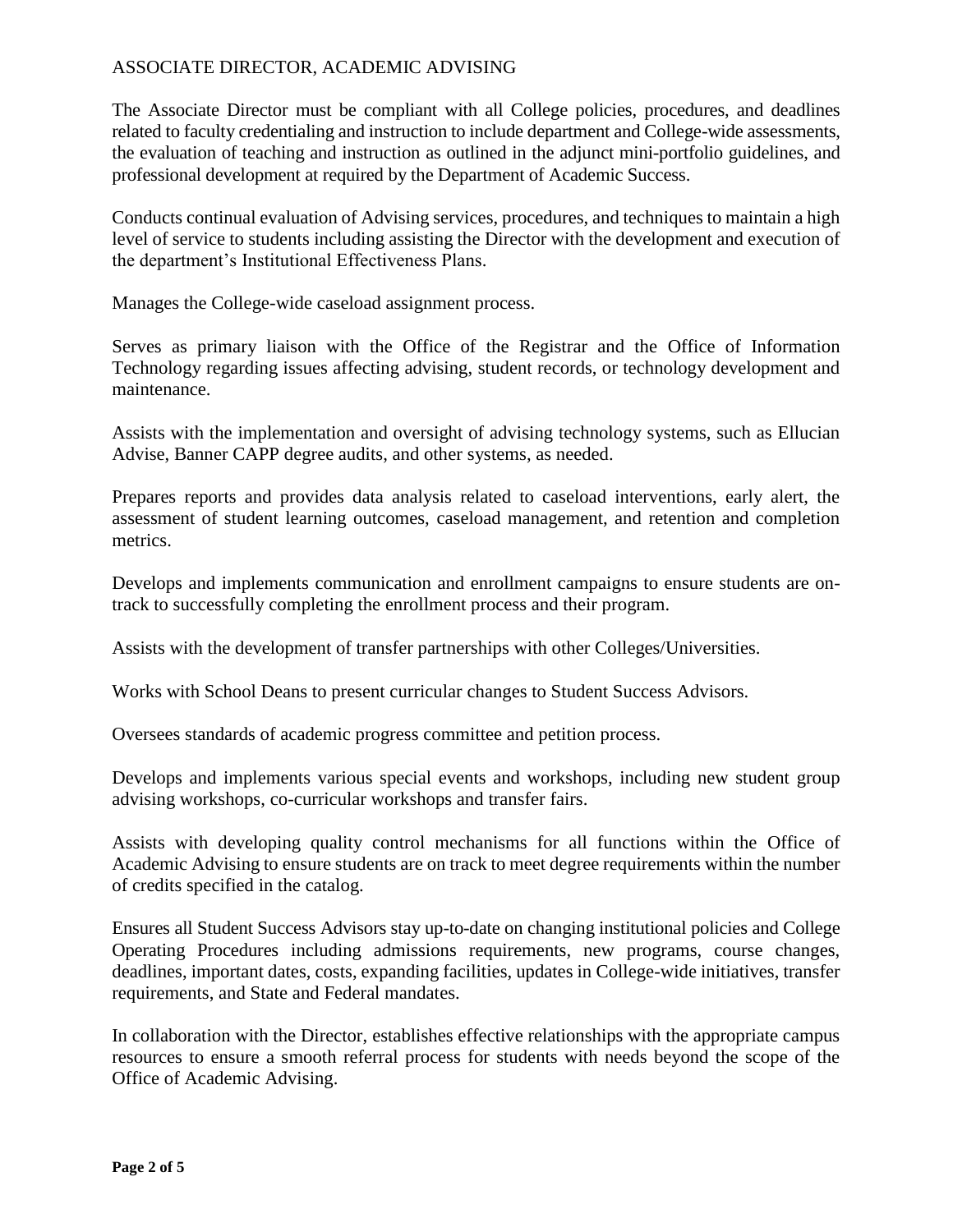ASSOCIATE DIRECTOR, ACADEMIC ADVISING

The Associate Director must be compliant with all College policies, procedures, and deadlines related to faculty credentialing and instruction to include department and College-wide assessments, the evaluation of teaching and instruction as outlined in the adjunct mini-portfolio guidelines, and professional development at required by the Department of Academic Success.

Conducts continual evaluation of Advising services, procedures, and techniques to maintain a high level of service to students including assisting the Director with the development and execution of the department's Institutional Effectiveness Plans.

Manages the College-wide caseload assignment process.

Serves as primary liaison with the Office of the Registrar and the Office of Information Technology regarding issues affecting advising, student records, or technology development and maintenance.

Assists with the implementation and oversight of advising technology systems, such as Ellucian Advise, Banner CAPP degree audits, and other systems, as needed.

Prepares reports and provides data analysis related to caseload interventions, early alert, the assessment of student learning outcomes, caseload management, and retention and completion metrics.

Develops and implements communication and enrollment campaigns to ensure students are on-track to successfully completing the enrollment process and their program.

Assists with the development of transfer partnerships with other Colleges/Universities.

Works with School Deans to present curricular changes to Student Success Advisors.

Oversees standards of academic progress committee and petition process.

Develops and implements various special events and workshops, including new student group advising workshops, co-curricular workshops and transfer fairs.

Assists with developing quality control mechanisms for all functions within the Office of Academic Advising to ensure students are on track to meet degree requirements within the number of credits specified in the catalog.

Ensures all Student Success Advisors stay up-to-date on changing institutional policies and College Operating Procedures including admissions requirements, new programs, course changes, deadlines, important dates, costs, expanding facilities, updates in College-wide initiatives, transfer requirements, and State and Federal mandates.

In collaboration with the Director, establishes effective relationships with the appropriate campus resources to ensure a smooth referral process for students with needs beyond the scope of the Office of Academic Advising.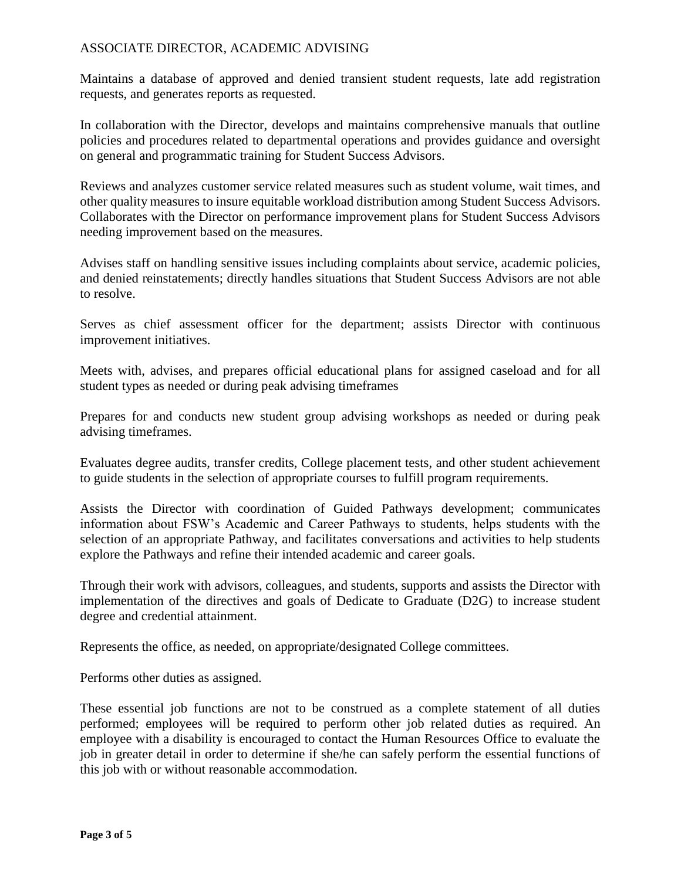ASSOCIATE DIRECTOR, ACADEMIC ADVISING

Maintains a database of approved and denied transient student requests, late add registration requests, and generates reports as requested.

In collaboration with the Director, develops and maintains comprehensive manuals that outline policies and procedures related to departmental operations and provides guidance and oversight on general and programmatic training for Student Success Advisors.

Reviews and analyzes customer service related measures such as student volume, wait times, and other quality measures to insure equitable workload distribution among Student Success Advisors. Collaborates with the Director on performance improvement plans for Student Success Advisors needing improvement based on the measures.

Advises staff on handling sensitive issues including complaints about service, academic policies, and denied reinstatements; directly handles situations that Student Success Advisors are not able to resolve.

Serves as chief assessment officer for the department; assists Director with continuous improvement initiatives.

Meets with, advises, and prepares official educational plans for assigned caseload and for all student types as needed or during peak advising timeframes

Prepares for and conducts new student group advising workshops as needed or during peak advising timeframes.

Evaluates degree audits, transfer credits, College placement tests, and other student achievement to guide students in the selection of appropriate courses to fulfill program requirements.

Assists the Director with coordination of Guided Pathways development; communicates information about FSW's Academic and Career Pathways to students, helps students with the selection of an appropriate Pathway, and facilitates conversations and activities to help students explore the Pathways and refine their intended academic and career goals.

Through their work with advisors, colleagues, and students, supports and assists the Director with implementation of the directives and goals of Dedicate to Graduate (D2G) to increase student degree and credential attainment.

Represents the office, as needed, on appropriate/designated College committees.

Performs other duties as assigned.

These essential job functions are not to be construed as a complete statement of all duties performed; employees will be required to perform other job related duties as required. An employee with a disability is encouraged to contact the Human Resources Office to evaluate the job in greater detail in order to determine if she/he can safely perform the essential functions of this job with or without reasonable accommodation.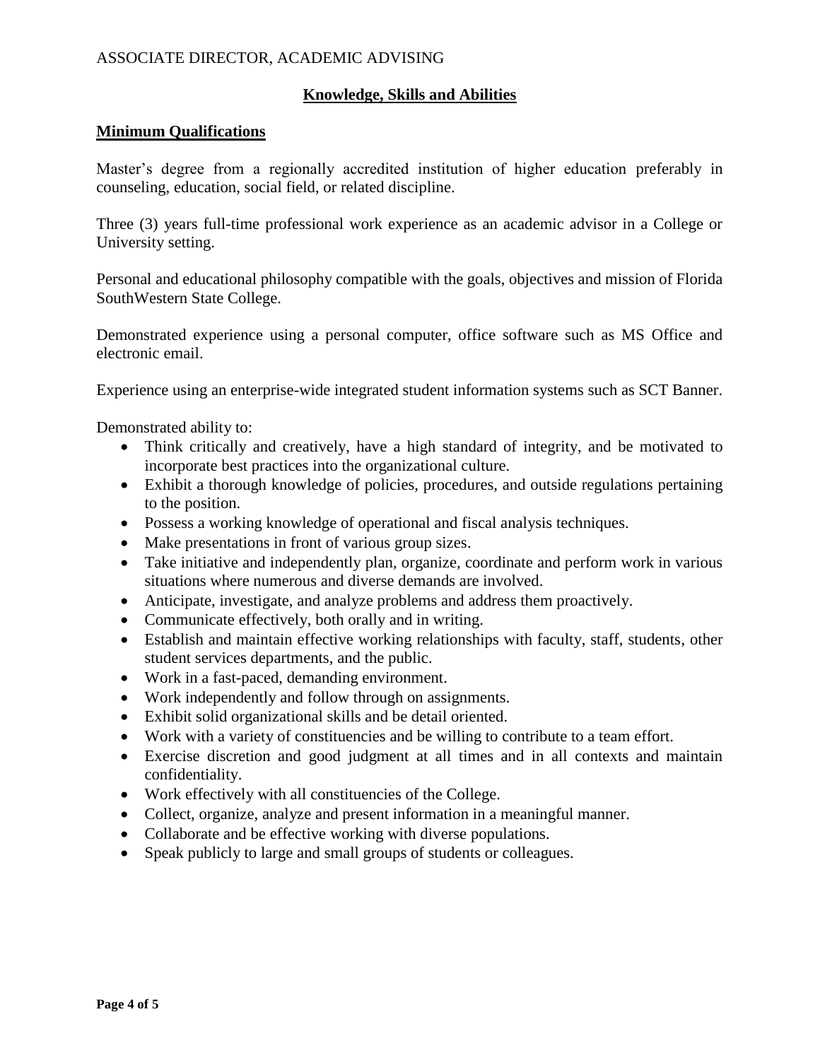## Knowledge, Skills and Abilities

### Minimum Qualifications

Master's degree from a regionally accredited institution of higher education preferably in counseling, education, social field, or related discipline.

Three (3) years full-time professional work experience as an academic advisor in a College or University setting.

Personal and educational philosophy compatible with the goals, objectives and mission of Florida SouthWestern State College.

Demonstrated experience using a personal computer, office software such as MS Office and electronic email.

Experience using an enterprise-wide integrated student information systems such as SCT Banner.

Demonstrated ability to:

- Think critically and creatively, have a high standard of integrity, and be motivated to incorporate best practices into the organizational culture.
- Exhibit a thorough knowledge of policies, procedures, and outside regulations pertaining to the position.
- Possess a working knowledge of operational and fiscal analysis techniques.
- Make presentations in front of various group sizes.
- Take initiative and independently plan, organize, coordinate and perform work in various situations where numerous and diverse demands are involved.
- Anticipate, investigate, and analyze problems and address them proactively.
- Communicate effectively, both orally and in writing.
- Establish and maintain effective working relationships with faculty, staff, students, other student services departments, and the public.
- Work in a fast-paced, demanding environment.
- Work independently and follow through on assignments.
- Exhibit solid organizational skills and be detail oriented.
- Work with a variety of constituencies and be willing to contribute to a team effort.
- Exercise discretion and good judgment at all times and in all contexts and maintain confidentiality.
- Work effectively with all constituencies of the College.
- Collect, organize, analyze and present information in a meaningful manner.
- Collaborate and be effective working with diverse populations.
- Speak publicly to large and small groups of students or colleagues.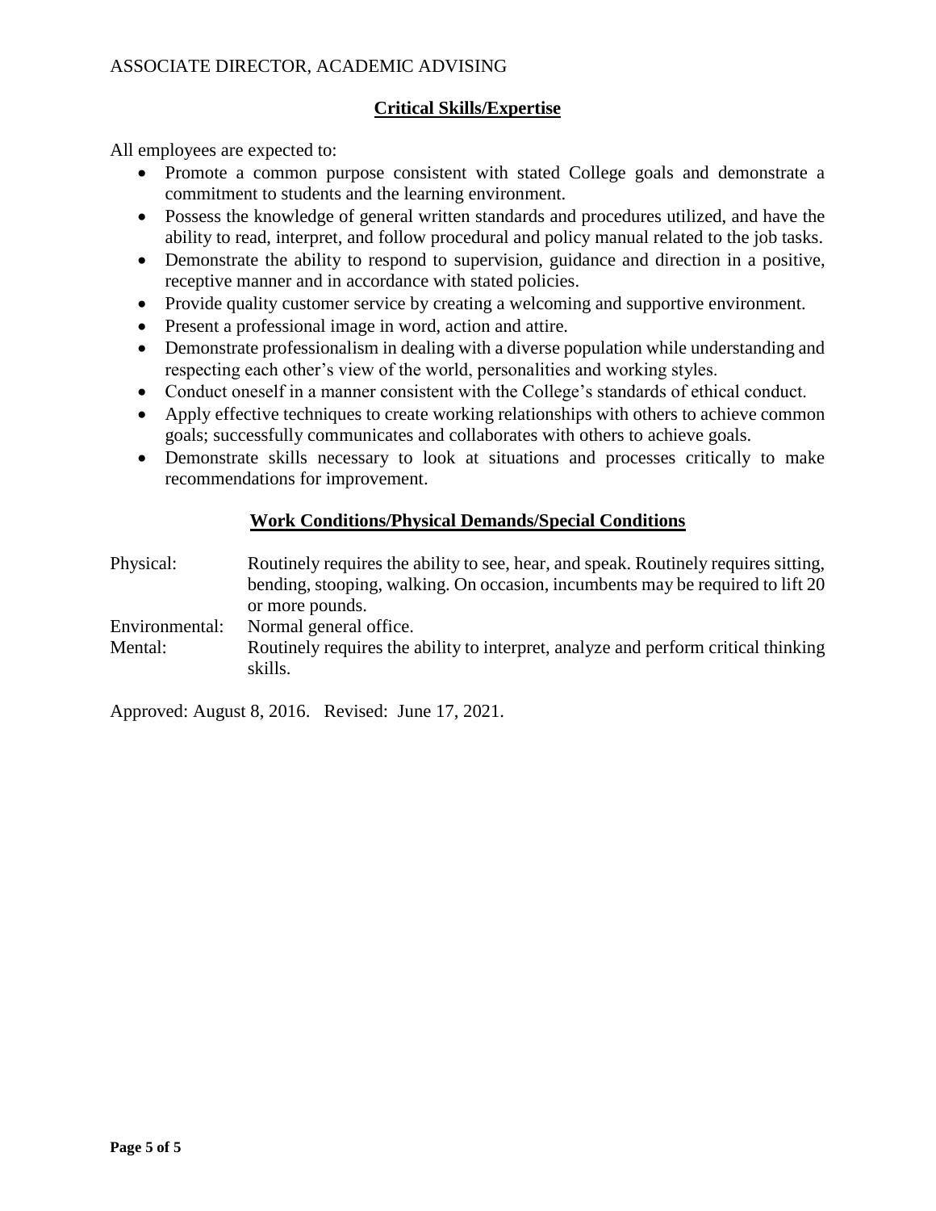## Critical Skills/Expertise

All employees are expected to:

- Promote a common purpose consistent with stated College goals and demonstrate a commitment to students and the learning environment.
- Possess the knowledge of general written standards and procedures utilized, and have the ability to read, interpret, and follow procedural and policy manual related to the job tasks.
- Demonstrate the ability to respond to supervision, guidance and direction in a positive, receptive manner and in accordance with stated policies.
- Provide quality customer service by creating a welcoming and supportive environment.
- Present a professional image in word, action and attire.
- Demonstrate professionalism in dealing with a diverse population while understanding and respecting each other's view of the world, personalities and working styles.
- Conduct oneself in a manner consistent with the College's standards of ethical conduct.
- Apply effective techniques to create working relationships with others to achieve common goals; successfully communicates and collaborates with others to achieve goals.
- Demonstrate skills necessary to look at situations and processes critically to make recommendations for improvement.

## Work Conditions/Physical Demands/Special Conditions

| | |
|---|---|
| Physical: | Routinely requires the ability to see, hear, and speak. Routinely requires sitting, bending, stooping, walking. On occasion, incumbents may be required to lift 20 or more pounds. |
| Environmental: | Normal general office. |
| Mental: | Routinely requires the ability to interpret, analyze and perform critical thinking skills. |

Approved: August 8, 2016. Revised: June 17, 2021.